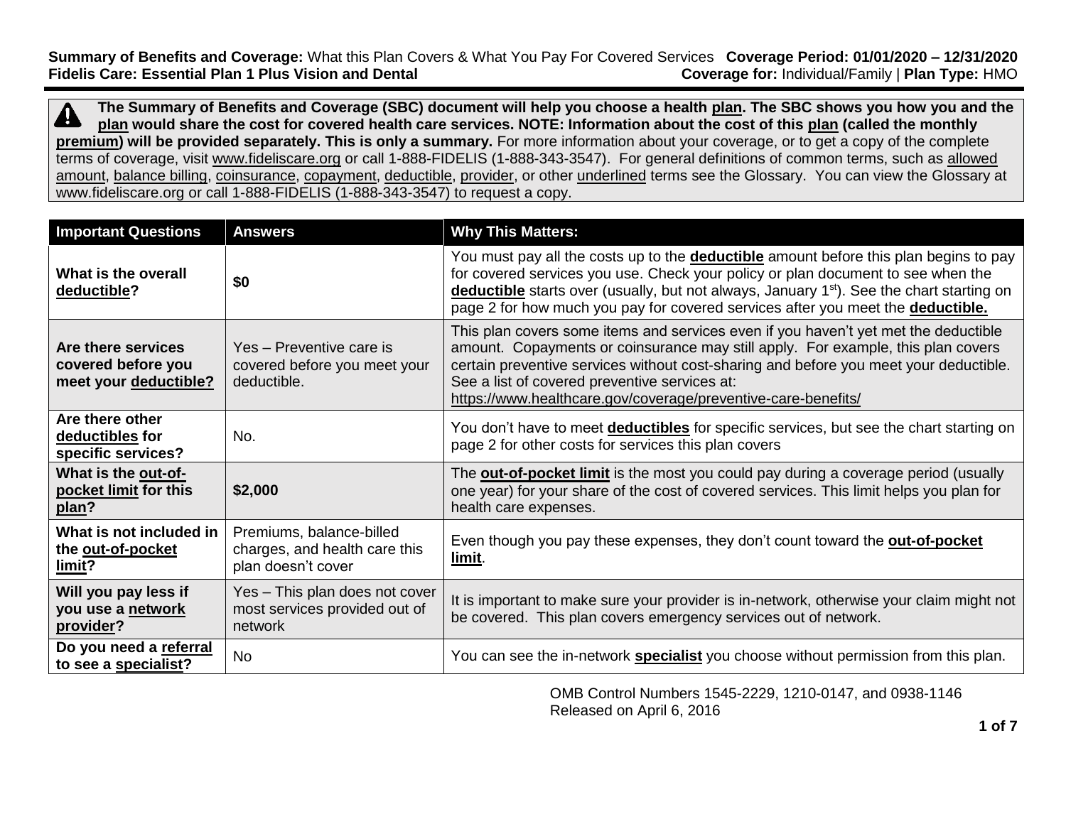**Summary of Benefits and Coverage:** What this Plan Covers & What You Pay For Covered Services **Coverage Period: 01/01/2020 – 12/31/2020**
**Fidelis Care: Essential Plan 1 Plus Vision and Dental** **Coverage for:** Individual/Family | **Plan Type:** HMO

**The Summary of Benefits and Coverage (SBC) document will help you choose a health plan. The SBC shows you how you and the plan would share the cost for covered health care services. NOTE: Information about the cost of this plan (called the monthly premium) will be provided separately. This is only a summary.** For more information about your coverage, or to get a copy of the complete terms of coverage, visit www.fideliscare.org or call 1-888-FIDELIS (1-888-343-3547). For general definitions of common terms, such as allowed amount, balance billing, coinsurance, copayment, deductible, provider, or other underlined terms see the Glossary. You can view the Glossary at www.fideliscare.org or call 1-888-FIDELIS (1-888-343-3547) to request a copy.

| Important Questions | Answers | Why This Matters: |
| --- | --- | --- |
| **What is the overall deductible?** | **$0** | You must pay all the costs up to the **deductible** amount before this plan begins to pay for covered services you use. Check your policy or plan document to see when the **deductible** starts over (usually, but not always, January 1st). See the chart starting on page 2 for how much you pay for covered services after you meet the **deductible.** |
| **Are there services covered before you meet your deductible?** | Yes – Preventive care is covered before you meet your deductible. | This plan covers some items and services even if you haven't yet met the deductible amount. Copayments or coinsurance may still apply. For example, this plan covers certain preventive services without cost-sharing and before you meet your deductible. See a list of covered preventive services at: https://www.healthcare.gov/coverage/preventive-care-benefits/ |
| **Are there other deductibles for specific services?** | No. | You don't have to meet **deductibles** for specific services, but see the chart starting on page 2 for other costs for services this plan covers |
| **What is the out-of-pocket limit for this plan?** | **$2,000** | The **out-of-pocket limit** is the most you could pay during a coverage period (usually one year) for your share of the cost of covered services. This limit helps you plan for health care expenses. |
| **What is not included in the out-of-pocket limit?** | Premiums, balance-billed charges, and health care this plan doesn't cover | Even though you pay these expenses, they don't count toward the **out-of-pocket limit**. |
| **Will you pay less if you use a network provider?** | Yes – This plan does not cover most services provided out of network | It is important to make sure your provider is in-network, otherwise your claim might not be covered. This plan covers emergency services out of network. |
| **Do you need a referral to see a specialist?** | No | You can see the in-network **specialist** you choose without permission from this plan. |

OMB Control Numbers 1545-2229, 1210-0147, and 0938-1146
Released on April 6, 2016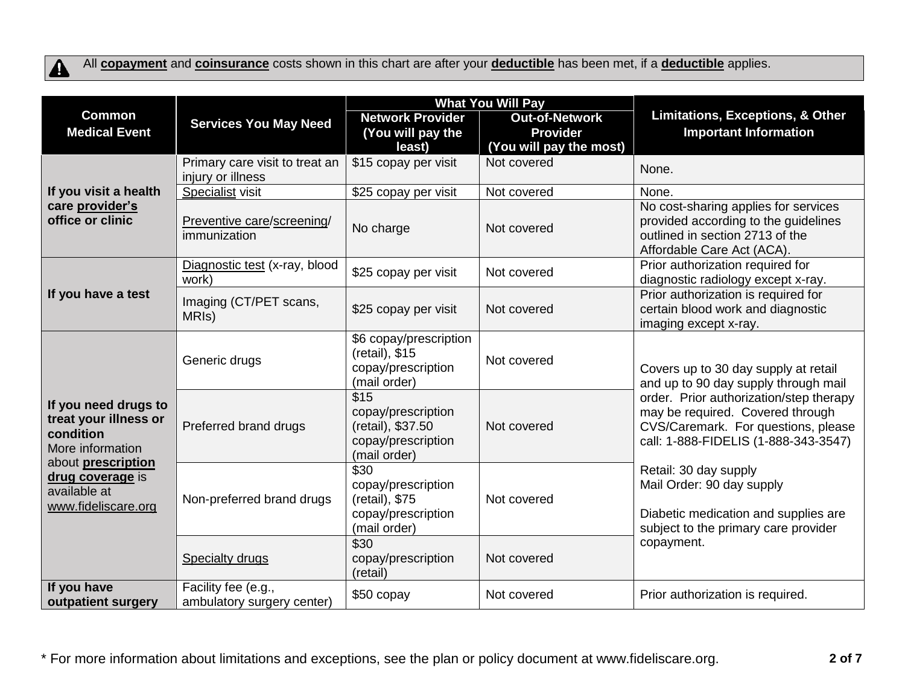⚠ All **copayment** and **coinsurance** costs shown in this chart are after your **deductible** has been met, if a **deductible** applies.

| Common Medical Event | Services You May Need | What You Will Pay | | Limitations, Exceptions, & Other Important Information |
|---|---|---|---|---|
| | | Network Provider (You will pay the least) | Out-of-Network Provider (You will pay the most) | |
| **If you visit a health care provider's office or clinic** | Primary care visit to treat an injury or illness | $15 copay per visit | Not covered | None. |
| | Specialist visit | $25 copay per visit | Not covered | None. |
| | Preventive care/screening/ immunization | No charge | Not covered | No cost-sharing applies for services provided according to the guidelines outlined in section 2713 of the Affordable Care Act (ACA). |
| **If you have a test** | Diagnostic test (x-ray, blood work) | $25 copay per visit | Not covered | Prior authorization required for diagnostic radiology except x-ray. |
| | Imaging (CT/PET scans, MRIs) | $25 copay per visit | Not covered | Prior authorization is required for certain blood work and diagnostic imaging except x-ray. |
| **If you need drugs to treat your illness or condition** More information about **prescription drug coverage** is available at www.fideliscare.org | Generic drugs | $6 copay/prescription (retail), $15 copay/prescription (mail order) | Not covered | Covers up to 30 day supply at retail and up to 90 day supply through mail order. Prior authorization/step therapy may be required. Covered through CVS/Caremark. For questions, please call: 1-888-FIDELIS (1-888-343-3547)<br><br>Retail: 30 day supply<br>Mail Order: 90 day supply<br><br>Diabetic medication and supplies are subject to the primary care provider copayment. |
| | Preferred brand drugs | $15 copay/prescription (retail), $37.50 copay/prescription (mail order) | Not covered | |
| | Non-preferred brand drugs | $30 copay/prescription (retail), $75 copay/prescription (mail order) | Not covered | |
| | Specialty drugs | $30 copay/prescription (retail) | Not covered | |
| **If you have outpatient surgery** | Facility fee (e.g., ambulatory surgery center) | $50 copay | Not covered | Prior authorization is required. |

* For more information about limitations and exceptions, see the plan or policy document at www.fideliscare.org.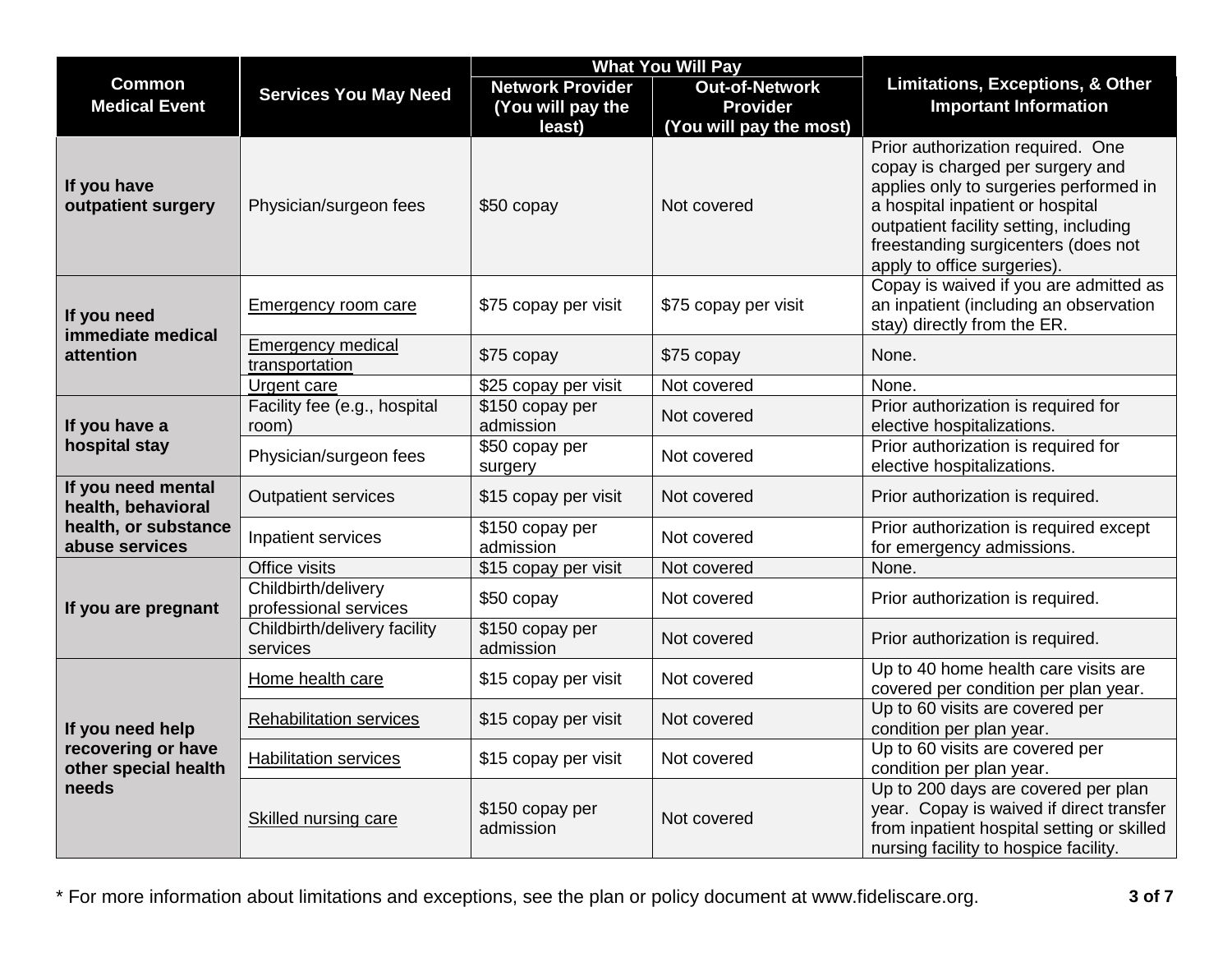| Common Medical Event | Services You May Need | What You Will Pay | | Limitations, Exceptions, & Other Important Information |
|---|---|---|---|---|
| | | Network Provider (You will pay the least) | Out-of-Network Provider (You will pay the most) | |
| **If you have outpatient surgery** | Physician/surgeon fees | $50 copay | Not covered | Prior authorization required. One copay is charged per surgery and applies only to surgeries performed in a hospital inpatient or hospital outpatient facility setting, including freestanding surgicenters (does not apply to office surgeries). |
| **If you need immediate medical attention** | Emergency room care | $75 copay per visit | $75 copay per visit | Copay is waived if you are admitted as an inpatient (including an observation stay) directly from the ER. |
| | Emergency medical transportation | $75 copay | $75 copay | None. |
| | Urgent care | $25 copay per visit | Not covered | None. |
| **If you have a hospital stay** | Facility fee (e.g., hospital room) | $150 copay per admission | Not covered | Prior authorization is required for elective hospitalizations. |
| | Physician/surgeon fees | $50 copay per surgery | Not covered | Prior authorization is required for elective hospitalizations. |
| **If you need mental health, behavioral health, or substance abuse services** | Outpatient services | $15 copay per visit | Not covered | Prior authorization is required. |
| | Inpatient services | $150 copay per admission | Not covered | Prior authorization is required except for emergency admissions. |
| **If you are pregnant** | Office visits | $15 copay per visit | Not covered | None. |
| | Childbirth/delivery professional services | $50 copay | Not covered | Prior authorization is required. |
| | Childbirth/delivery facility services | $150 copay per admission | Not covered | Prior authorization is required. |
| **If you need help recovering or have other special health needs** | Home health care | $15 copay per visit | Not covered | Up to 40 home health care visits are covered per condition per plan year. |
| | Rehabilitation services | $15 copay per visit | Not covered | Up to 60 visits are covered per condition per plan year. |
| | Habilitation services | $15 copay per visit | Not covered | Up to 60 visits are covered per condition per plan year. |
| | Skilled nursing care | $150 copay per admission | Not covered | Up to 200 days are covered per plan year. Copay is waived if direct transfer from inpatient hospital setting or skilled nursing facility to hospice facility. |

* For more information about limitations and exceptions, see the plan or policy document at www.fideliscare.org.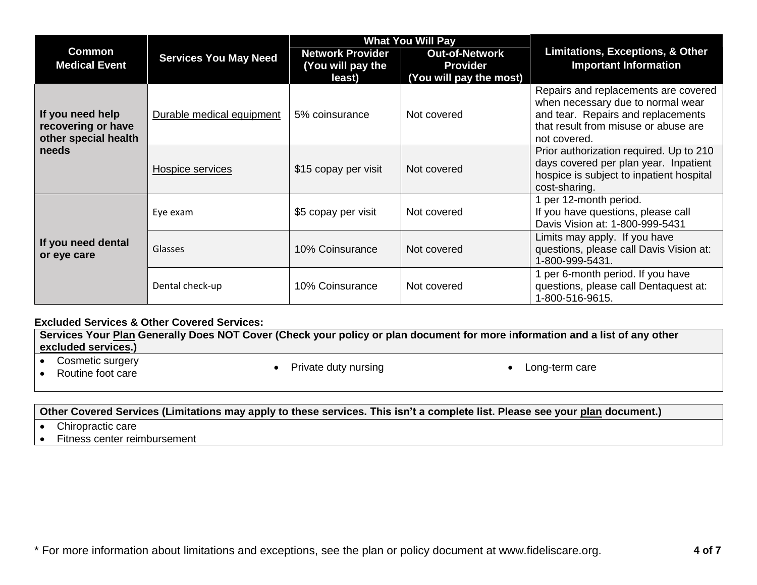| Common Medical Event | Services You May Need | What You Will Pay | | Limitations, Exceptions, & Other Important Information |
|---|---|---|---|---|
| | | Network Provider (You will pay the least) | Out-of-Network Provider (You will pay the most) | |
| If you need help recovering or have other special health needs | Durable medical equipment | 5% coinsurance | Not covered | Repairs and replacements are covered when necessary due to normal wear and tear. Repairs and replacements that result from misuse or abuse are not covered. |
| | Hospice services | $15 copay per visit | Not covered | Prior authorization required. Up to 210 days covered per plan year. Inpatient hospice is subject to inpatient hospital cost-sharing. |
| If you need dental or eye care | Eye exam | $5 copay per visit | Not covered | 1 per 12-month period. If you have questions, please call Davis Vision at: 1-800-999-5431 |
| | Glasses | 10% Coinsurance | Not covered | Limits may apply. If you have questions, please call Davis Vision at: 1-800-999-5431. |
| | Dental check-up | 10% Coinsurance | Not covered | 1 per 6-month period. If you have questions, please call Dentaquest at: 1-800-516-9615. |

**Excluded Services & Other Covered Services:**

**Services Your Plan Generally Does NOT Cover (Check your policy or plan document for more information and a list of any other excluded services.)**

- Cosmetic surgery
- Routine foot care
- Private duty nursing
- Long-term care

**Other Covered Services (Limitations may apply to these services. This isn't a complete list. Please see your plan document.)**

- Chiropractic care
- Fitness center reimbursement

* For more information about limitations and exceptions, see the plan or policy document at www.fideliscare.org.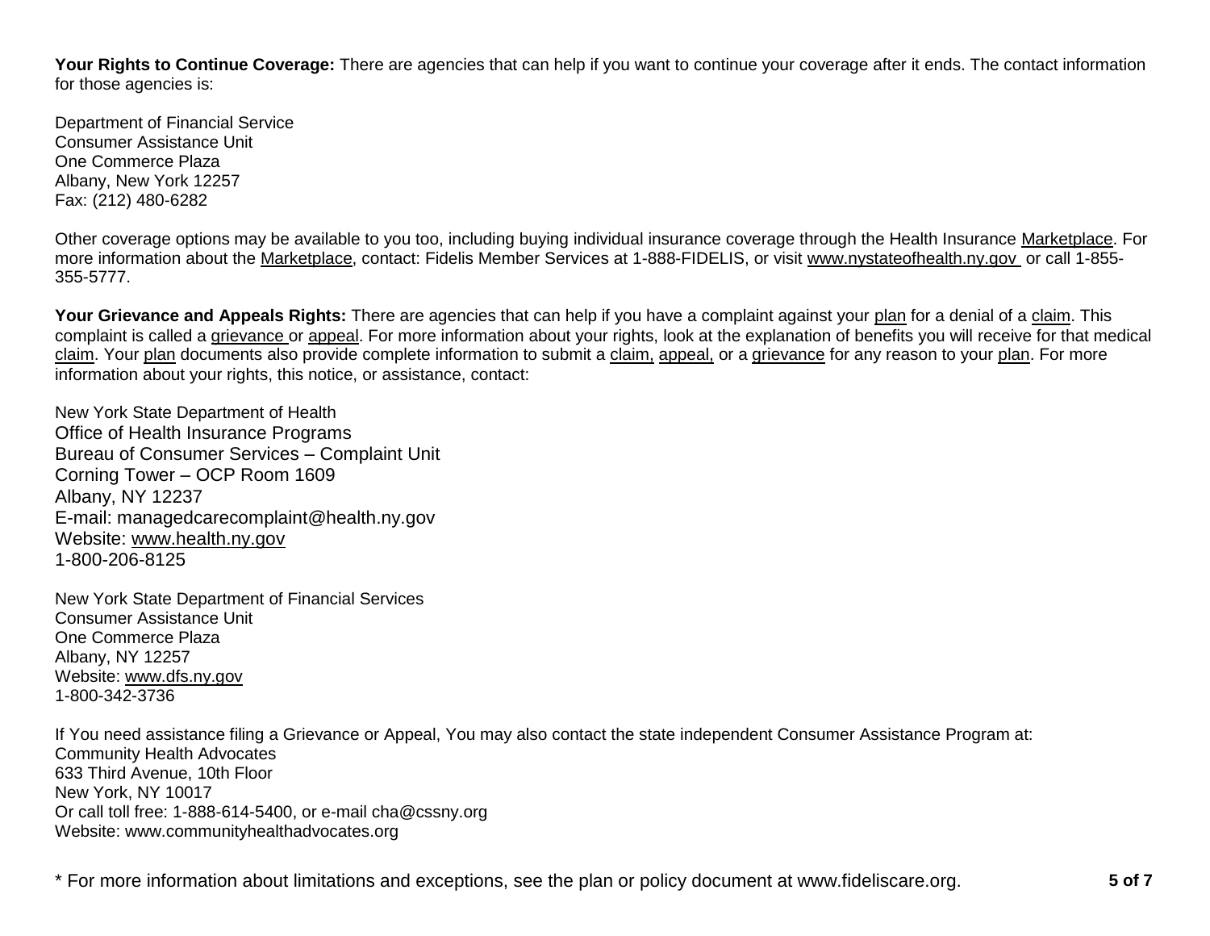**Your Rights to Continue Coverage:** There are agencies that can help if you want to continue your coverage after it ends. The contact information for those agencies is:

Department of Financial Service
Consumer Assistance Unit
One Commerce Plaza
Albany, New York 12257
Fax: (212) 480-6282

Other coverage options may be available to you too, including buying individual insurance coverage through the Health Insurance Marketplace. For more information about the Marketplace, contact: Fidelis Member Services at 1-888-FIDELIS, or visit www.nystateofhealth.ny.gov or call 1-855-355-5777.

**Your Grievance and Appeals Rights:** There are agencies that can help if you have a complaint against your plan for a denial of a claim. This complaint is called a grievance or appeal. For more information about your rights, look at the explanation of benefits you will receive for that medical claim. Your plan documents also provide complete information to submit a claim, appeal, or a grievance for any reason to your plan. For more information about your rights, this notice, or assistance, contact:

New York State Department of Health
Office of Health Insurance Programs
Bureau of Consumer Services – Complaint Unit
Corning Tower – OCP Room 1609
Albany, NY 12237
E-mail: managedcarecomplaint@health.ny.gov
Website: www.health.ny.gov
1-800-206-8125

New York State Department of Financial Services
Consumer Assistance Unit
One Commerce Plaza
Albany, NY 12257
Website: www.dfs.ny.gov
1-800-342-3736

If You need assistance filing a Grievance or Appeal, You may also contact the state independent Consumer Assistance Program at:
Community Health Advocates
633 Third Avenue, 10th Floor
New York, NY 10017
Or call toll free: 1-888-614-5400, or e-mail cha@cssny.org
Website: www.communityhealthadvocates.org

* For more information about limitations and exceptions, see the plan or policy document at www.fideliscare.org.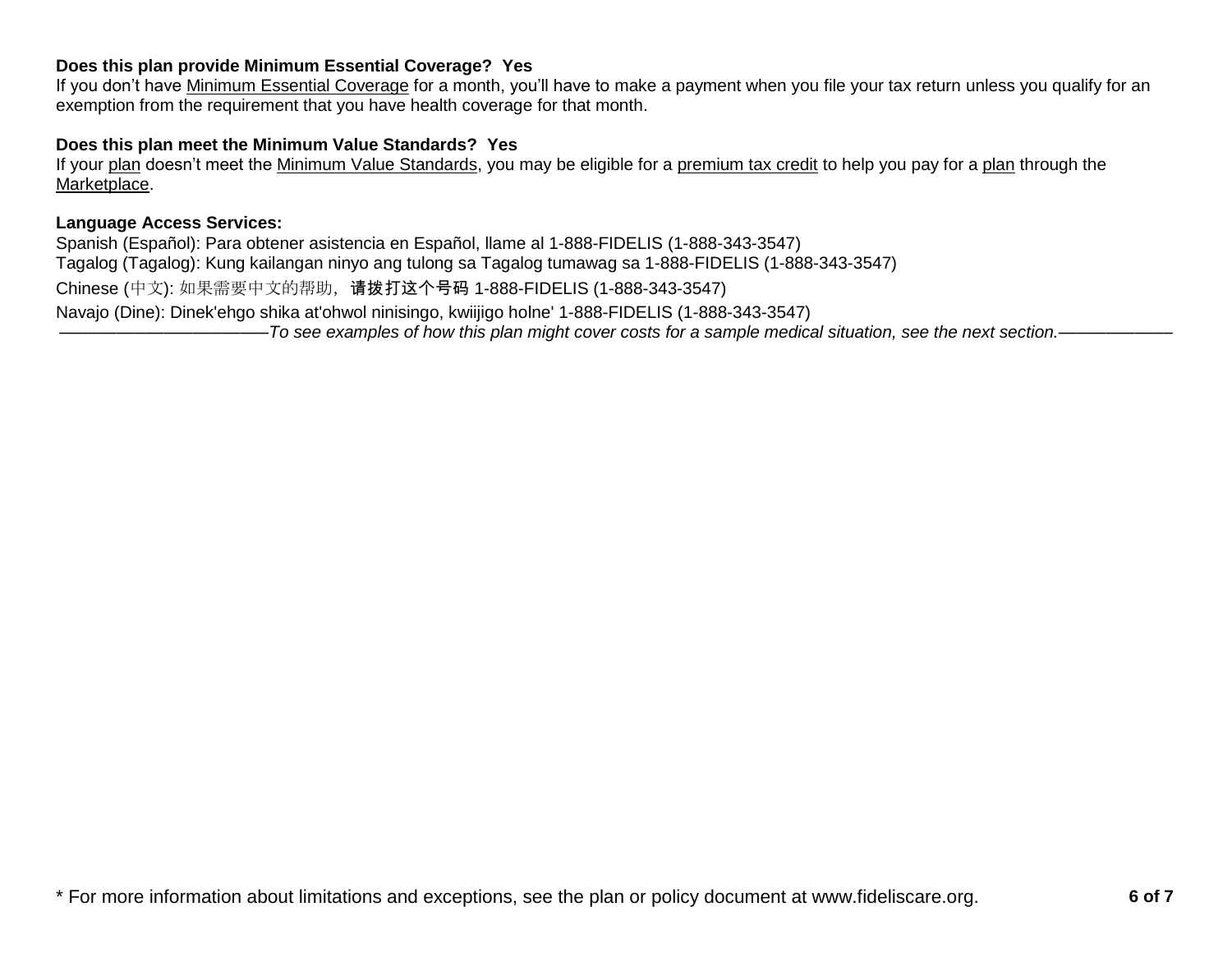**Does this plan provide Minimum Essential Coverage? Yes**

If you don't have Minimum Essential Coverage for a month, you'll have to make a payment when you file your tax return unless you qualify for an exemption from the requirement that you have health coverage for that month.

**Does this plan meet the Minimum Value Standards? Yes**

If your plan doesn't meet the Minimum Value Standards, you may be eligible for a premium tax credit to help you pay for a plan through the Marketplace.

**Language Access Services:**

Spanish (Español): Para obtener asistencia en Español, llame al 1-888-FIDELIS (1-888-343-3547)

Tagalog (Tagalog): Kung kailangan ninyo ang tulong sa Tagalog tumawag sa 1-888-FIDELIS (1-888-343-3547)

Chinese (中文): 如果需要中文的帮助，请拨打这个号码 1-888-FIDELIS (1-888-343-3547)

Navajo (Dine): Dinek'ehgo shika at'ohwol ninisingo, kwiijigo holne' 1-888-FIDELIS (1-888-343-3547)

———————————*To see examples of how this plan might cover costs for a sample medical situation, see the next section.*———————

\* For more information about limitations and exceptions, see the plan or policy document at www.fideliscare.org.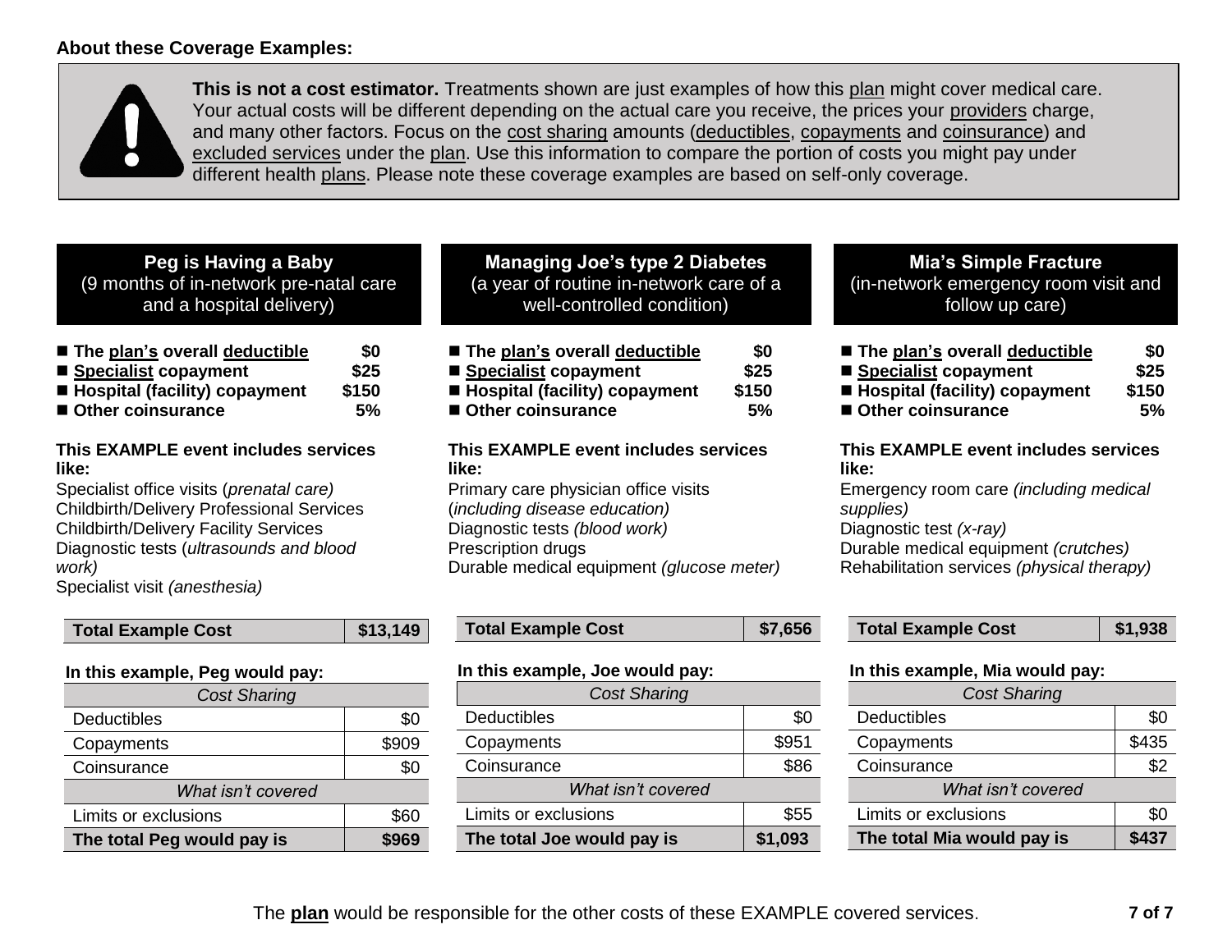**About these Coverage Examples:**

**This is not a cost estimator.** Treatments shown are just examples of how this plan might cover medical care. Your actual costs will be different depending on the actual care you receive, the prices your providers charge, and many other factors. Focus on the cost sharing amounts (deductibles, copayments and coinsurance) and excluded services under the plan. Use this information to compare the portion of costs you might pay under different health plans. Please note these coverage examples are based on self-only coverage.

### Peg is Having a Baby
(9 months of in-network pre-natal care and a hospital delivery)

- **The plan's overall deductible** **$0**
- **Specialist copayment** **$25**
- **Hospital (facility) copayment** **$150**
- **Other coinsurance** **5%**

**This EXAMPLE event includes services like:**

Specialist office visits (*prenatal care)*
Childbirth/Delivery Professional Services
Childbirth/Delivery Facility Services
Diagnostic tests (*ultrasounds and blood work)*
Specialist visit *(anesthesia)*

| **Total Example Cost** | **$13,149** |
|---|---|

**In this example, Peg would pay:**

| *Cost Sharing* | |
|---|---|
| Deductibles | $0 |
| Copayments | $909 |
| Coinsurance | $0 |
| *What isn't covered* | |
| Limits or exclusions | $60 |
| **The total Peg would pay is** | **$969** |

### Managing Joe's type 2 Diabetes
(a year of routine in-network care of a well-controlled condition)

- **The plan's overall deductible** **$0**
- **Specialist copayment** **$25**
- **Hospital (facility) copayment** **$150**
- **Other coinsurance** **5%**

**This EXAMPLE event includes services like:**

Primary care physician office visits (*including disease education)*
Diagnostic tests *(blood work)*
Prescription drugs
Durable medical equipment *(glucose meter)*

| **Total Example Cost** | **$7,656** |
|---|---|

**In this example, Joe would pay:**

| *Cost Sharing* | |
|---|---|
| Deductibles | $0 |
| Copayments | $951 |
| Coinsurance | $86 |
| *What isn't covered* | |
| Limits or exclusions | $55 |
| **The total Joe would pay is** | **$1,093** |

### Mia's Simple Fracture
(in-network emergency room visit and follow up care)

- **The plan's overall deductible** **$0**
- **Specialist copayment** **$25**
- **Hospital (facility) copayment** **$150**
- **Other coinsurance** **5%**

**This EXAMPLE event includes services like:**

Emergency room care *(including medical supplies)*
Diagnostic test *(x-ray)*
Durable medical equipment *(crutches)*
Rehabilitation services *(physical therapy)*

| **Total Example Cost** | **$1,938** |
|---|---|

**In this example, Mia would pay:**

| *Cost Sharing* | |
|---|---|
| Deductibles | $0 |
| Copayments | $435 |
| Coinsurance | $2 |
| *What isn't covered* | |
| Limits or exclusions | $0 |
| **The total Mia would pay is** | **$437** |

The **plan** would be responsible for the other costs of these EXAMPLE covered services.